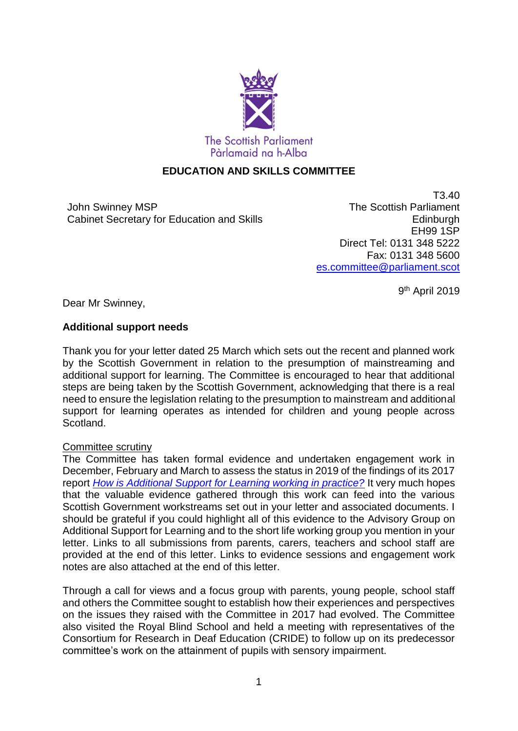The Scottish Parliament
Pàrlamaid na h-Alba

**EDUCATION AND SKILLS COMMITTEE**

John Swinney MSP
Cabinet Secretary for Education and Skills

T3.40
The Scottish Parliament
Edinburgh
EH99 1SP
Direct Tel: 0131 348 5222
Fax: 0131 348 5600
es.committee@parliament.scot

9th April 2019

Dear Mr Swinney,

**Additional support needs**

Thank you for your letter dated 25 March which sets out the recent and planned work by the Scottish Government in relation to the presumption of mainstreaming and additional support for learning. The Committee is encouraged to hear that additional steps are being taken by the Scottish Government, acknowledging that there is a real need to ensure the legislation relating to the presumption to mainstream and additional support for learning operates as intended for children and young people across Scotland.

Committee scrutiny

The Committee has taken formal evidence and undertaken engagement work in December, February and March to assess the status in 2019 of the findings of its 2017 report *How is Additional Support for Learning working in practice?* It very much hopes that the valuable evidence gathered through this work can feed into the various Scottish Government workstreams set out in your letter and associated documents. I should be grateful if you could highlight all of this evidence to the Advisory Group on Additional Support for Learning and to the short life working group you mention in your letter. Links to all submissions from parents, carers, teachers and school staff are provided at the end of this letter. Links to evidence sessions and engagement work notes are also attached at the end of this letter.

Through a call for views and a focus group with parents, young people, school staff and others the Committee sought to establish how their experiences and perspectives on the issues they raised with the Committee in 2017 had evolved. The Committee also visited the Royal Blind School and held a meeting with representatives of the Consortium for Research in Deaf Education (CRIDE) to follow up on its predecessor committee's work on the attainment of pupils with sensory impairment.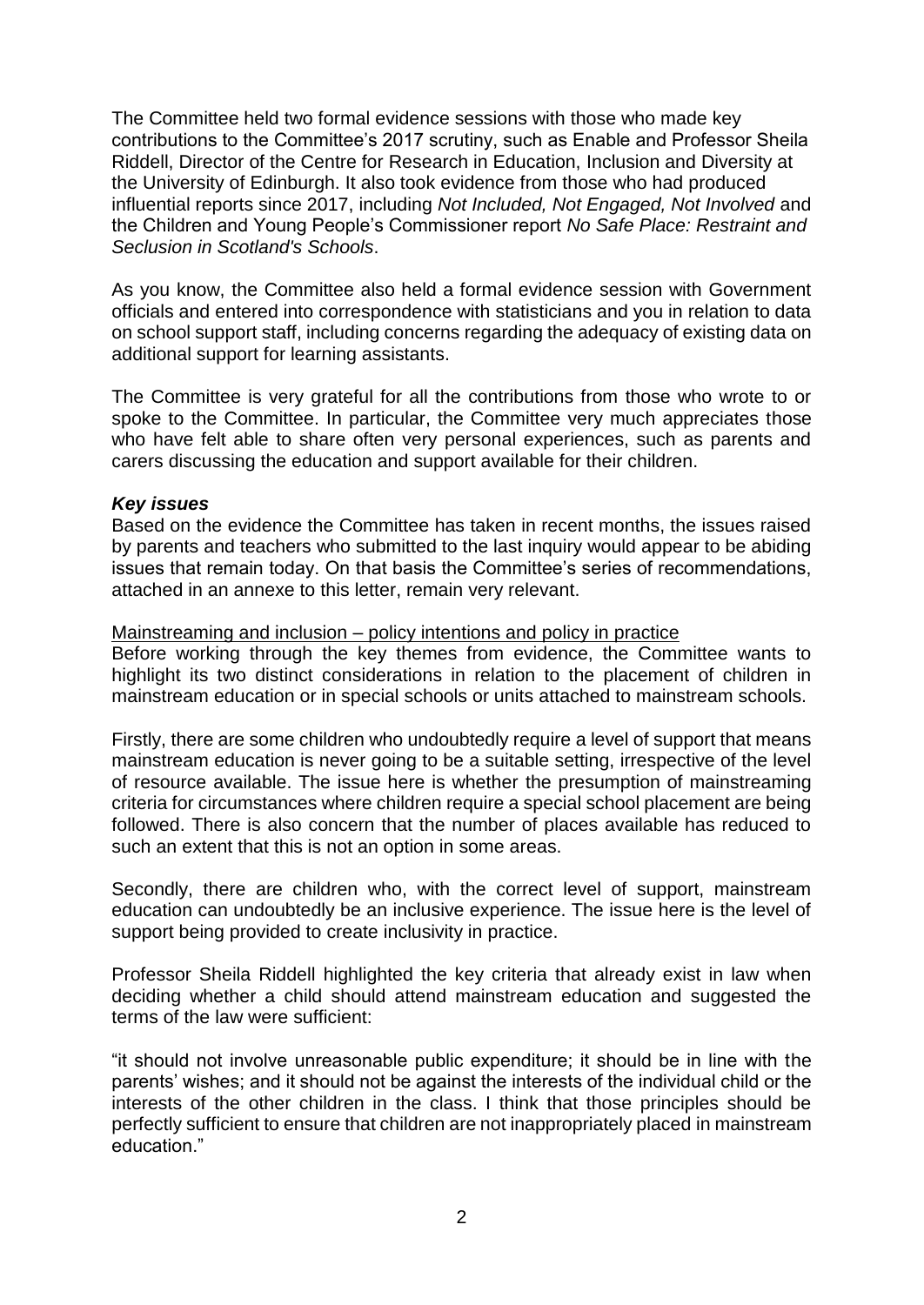The Committee held two formal evidence sessions with those who made key contributions to the Committee's 2017 scrutiny, such as Enable and Professor Sheila Riddell, Director of the Centre for Research in Education, Inclusion and Diversity at the University of Edinburgh. It also took evidence from those who had produced influential reports since 2017, including *Not Included, Not Engaged, Not Involved* and the Children and Young People's Commissioner report *No Safe Place: Restraint and Seclusion in Scotland's Schools*.

As you know, the Committee also held a formal evidence session with Government officials and entered into correspondence with statisticians and you in relation to data on school support staff, including concerns regarding the adequacy of existing data on additional support for learning assistants.

The Committee is very grateful for all the contributions from those who wrote to or spoke to the Committee. In particular, the Committee very much appreciates those who have felt able to share often very personal experiences, such as parents and carers discussing the education and support available for their children.

***Key issues***

Based on the evidence the Committee has taken in recent months, the issues raised by parents and teachers who submitted to the last inquiry would appear to be abiding issues that remain today. On that basis the Committee's series of recommendations, attached in an annexe to this letter, remain very relevant.

<u>Mainstreaming and inclusion – policy intentions and policy in practice</u>

Before working through the key themes from evidence, the Committee wants to highlight its two distinct considerations in relation to the placement of children in mainstream education or in special schools or units attached to mainstream schools.

Firstly, there are some children who undoubtedly require a level of support that means mainstream education is never going to be a suitable setting, irrespective of the level of resource available. The issue here is whether the presumption of mainstreaming criteria for circumstances where children require a special school placement are being followed. There is also concern that the number of places available has reduced to such an extent that this is not an option in some areas.

Secondly, there are children who, with the correct level of support, mainstream education can undoubtedly be an inclusive experience. The issue here is the level of support being provided to create inclusivity in practice.

Professor Sheila Riddell highlighted the key criteria that already exist in law when deciding whether a child should attend mainstream education and suggested the terms of the law were sufficient:

"it should not involve unreasonable public expenditure; it should be in line with the parents' wishes; and it should not be against the interests of the individual child or the interests of the other children in the class. I think that those principles should be perfectly sufficient to ensure that children are not inappropriately placed in mainstream education."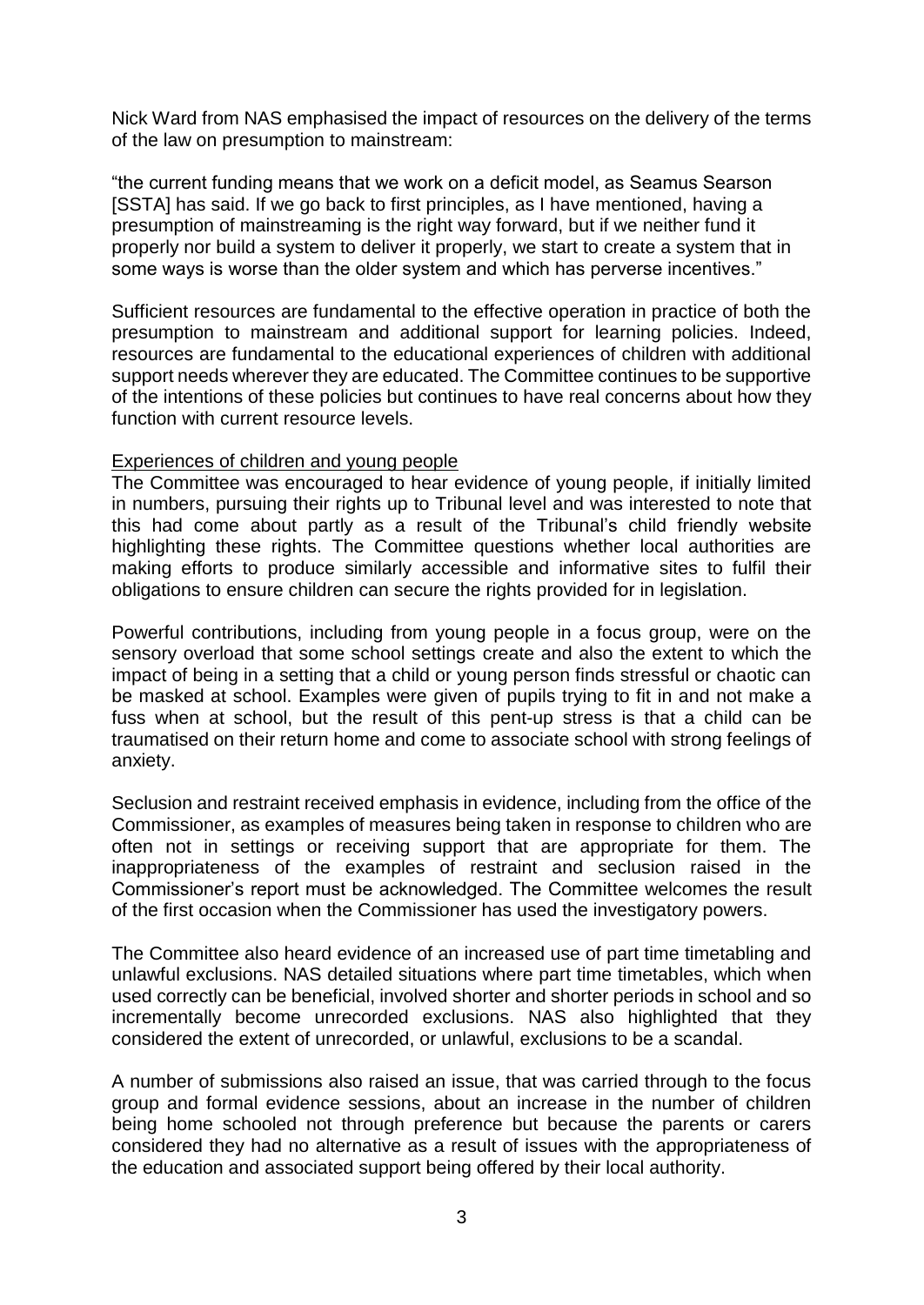Nick Ward from NAS emphasised the impact of resources on the delivery of the terms of the law on presumption to mainstream:

"the current funding means that we work on a deficit model, as Seamus Searson [SSTA] has said. If we go back to first principles, as I have mentioned, having a presumption of mainstreaming is the right way forward, but if we neither fund it properly nor build a system to deliver it properly, we start to create a system that in some ways is worse than the older system and which has perverse incentives."

Sufficient resources are fundamental to the effective operation in practice of both the presumption to mainstream and additional support for learning policies. Indeed, resources are fundamental to the educational experiences of children with additional support needs wherever they are educated. The Committee continues to be supportive of the intentions of these policies but continues to have real concerns about how they function with current resource levels.

<u>Experiences of children and young people</u>

The Committee was encouraged to hear evidence of young people, if initially limited in numbers, pursuing their rights up to Tribunal level and was interested to note that this had come about partly as a result of the Tribunal's child friendly website highlighting these rights. The Committee questions whether local authorities are making efforts to produce similarly accessible and informative sites to fulfil their obligations to ensure children can secure the rights provided for in legislation.

Powerful contributions, including from young people in a focus group, were on the sensory overload that some school settings create and also the extent to which the impact of being in a setting that a child or young person finds stressful or chaotic can be masked at school. Examples were given of pupils trying to fit in and not make a fuss when at school, but the result of this pent-up stress is that a child can be traumatised on their return home and come to associate school with strong feelings of anxiety.

Seclusion and restraint received emphasis in evidence, including from the office of the Commissioner, as examples of measures being taken in response to children who are often not in settings or receiving support that are appropriate for them. The inappropriateness of the examples of restraint and seclusion raised in the Commissioner's report must be acknowledged. The Committee welcomes the result of the first occasion when the Commissioner has used the investigatory powers.

The Committee also heard evidence of an increased use of part time timetabling and unlawful exclusions. NAS detailed situations where part time timetables, which when used correctly can be beneficial, involved shorter and shorter periods in school and so incrementally become unrecorded exclusions. NAS also highlighted that they considered the extent of unrecorded, or unlawful, exclusions to be a scandal.

A number of submissions also raised an issue, that was carried through to the focus group and formal evidence sessions, about an increase in the number of children being home schooled not through preference but because the parents or carers considered they had no alternative as a result of issues with the appropriateness of the education and associated support being offered by their local authority.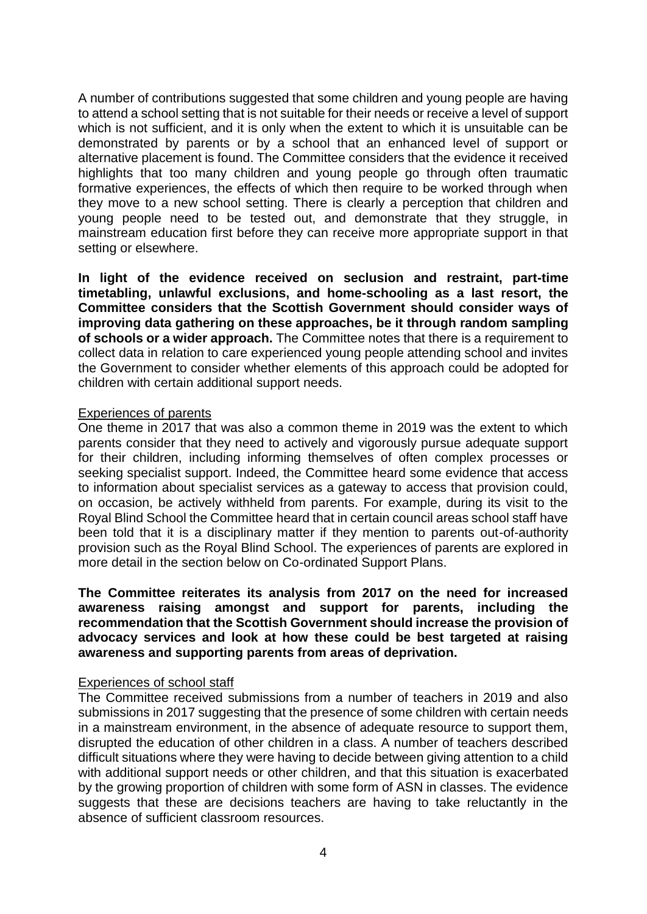A number of contributions suggested that some children and young people are having to attend a school setting that is not suitable for their needs or receive a level of support which is not sufficient, and it is only when the extent to which it is unsuitable can be demonstrated by parents or by a school that an enhanced level of support or alternative placement is found. The Committee considers that the evidence it received highlights that too many children and young people go through often traumatic formative experiences, the effects of which then require to be worked through when they move to a new school setting. There is clearly a perception that children and young people need to be tested out, and demonstrate that they struggle, in mainstream education first before they can receive more appropriate support in that setting or elsewhere.

**In light of the evidence received on seclusion and restraint, part-time timetabling, unlawful exclusions, and home-schooling as a last resort, the Committee considers that the Scottish Government should consider ways of improving data gathering on these approaches, be it through random sampling of schools or a wider approach.** The Committee notes that there is a requirement to collect data in relation to care experienced young people attending school and invites the Government to consider whether elements of this approach could be adopted for children with certain additional support needs.

<u>Experiences of parents</u>

One theme in 2017 that was also a common theme in 2019 was the extent to which parents consider that they need to actively and vigorously pursue adequate support for their children, including informing themselves of often complex processes or seeking specialist support. Indeed, the Committee heard some evidence that access to information about specialist services as a gateway to access that provision could, on occasion, be actively withheld from parents. For example, during its visit to the Royal Blind School the Committee heard that in certain council areas school staff have been told that it is a disciplinary matter if they mention to parents out-of-authority provision such as the Royal Blind School. The experiences of parents are explored in more detail in the section below on Co-ordinated Support Plans.

**The Committee reiterates its analysis from 2017 on the need for increased awareness raising amongst and support for parents, including the recommendation that the Scottish Government should increase the provision of advocacy services and look at how these could be best targeted at raising awareness and supporting parents from areas of deprivation.**

<u>Experiences of school staff</u>

The Committee received submissions from a number of teachers in 2019 and also submissions in 2017 suggesting that the presence of some children with certain needs in a mainstream environment, in the absence of adequate resource to support them, disrupted the education of other children in a class. A number of teachers described difficult situations where they were having to decide between giving attention to a child with additional support needs or other children, and that this situation is exacerbated by the growing proportion of children with some form of ASN in classes. The evidence suggests that these are decisions teachers are having to take reluctantly in the absence of sufficient classroom resources.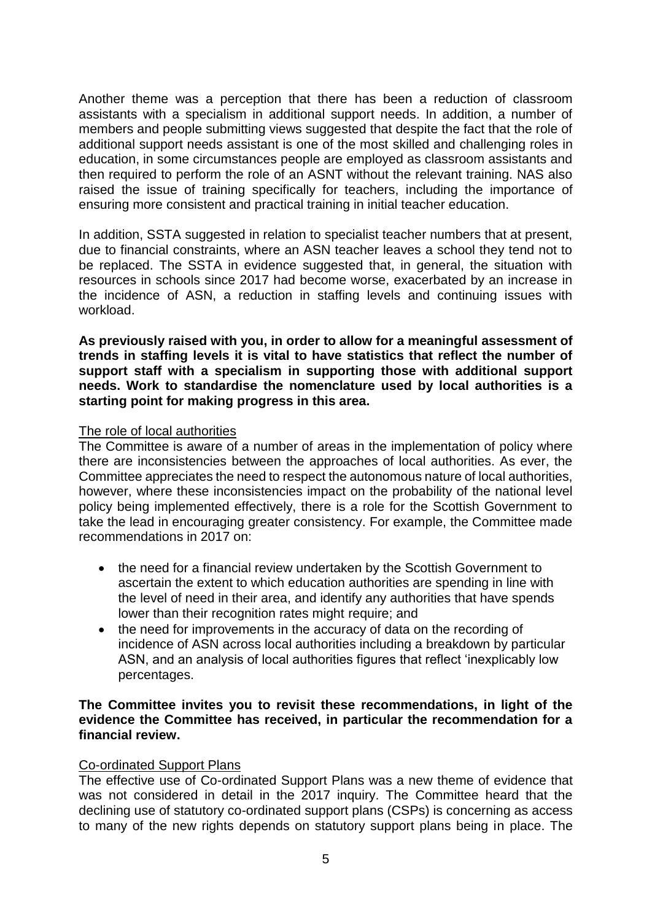Another theme was a perception that there has been a reduction of classroom assistants with a specialism in additional support needs. In addition, a number of members and people submitting views suggested that despite the fact that the role of additional support needs assistant is one of the most skilled and challenging roles in education, in some circumstances people are employed as classroom assistants and then required to perform the role of an ASNT without the relevant training. NAS also raised the issue of training specifically for teachers, including the importance of ensuring more consistent and practical training in initial teacher education.

In addition, SSTA suggested in relation to specialist teacher numbers that at present, due to financial constraints, where an ASN teacher leaves a school they tend not to be replaced. The SSTA in evidence suggested that, in general, the situation with resources in schools since 2017 had become worse, exacerbated by an increase in the incidence of ASN, a reduction in staffing levels and continuing issues with workload.

**As previously raised with you, in order to allow for a meaningful assessment of trends in staffing levels it is vital to have statistics that reflect the number of support staff with a specialism in supporting those with additional support needs. Work to standardise the nomenclature used by local authorities is a starting point for making progress in this area.**

<u>The role of local authorities</u>

The Committee is aware of a number of areas in the implementation of policy where there are inconsistencies between the approaches of local authorities. As ever, the Committee appreciates the need to respect the autonomous nature of local authorities, however, where these inconsistencies impact on the probability of the national level policy being implemented effectively, there is a role for the Scottish Government to take the lead in encouraging greater consistency. For example, the Committee made recommendations in 2017 on:

- the need for a financial review undertaken by the Scottish Government to ascertain the extent to which education authorities are spending in line with the level of need in their area, and identify any authorities that have spends lower than their recognition rates might require; and
- the need for improvements in the accuracy of data on the recording of incidence of ASN across local authorities including a breakdown by particular ASN, and an analysis of local authorities figures that reflect 'inexplicably low percentages.

**The Committee invites you to revisit these recommendations, in light of the evidence the Committee has received, in particular the recommendation for a financial review.**

<u>Co-ordinated Support Plans</u>

The effective use of Co-ordinated Support Plans was a new theme of evidence that was not considered in detail in the 2017 inquiry. The Committee heard that the declining use of statutory co-ordinated support plans (CSPs) is concerning as access to many of the new rights depends on statutory support plans being in place. The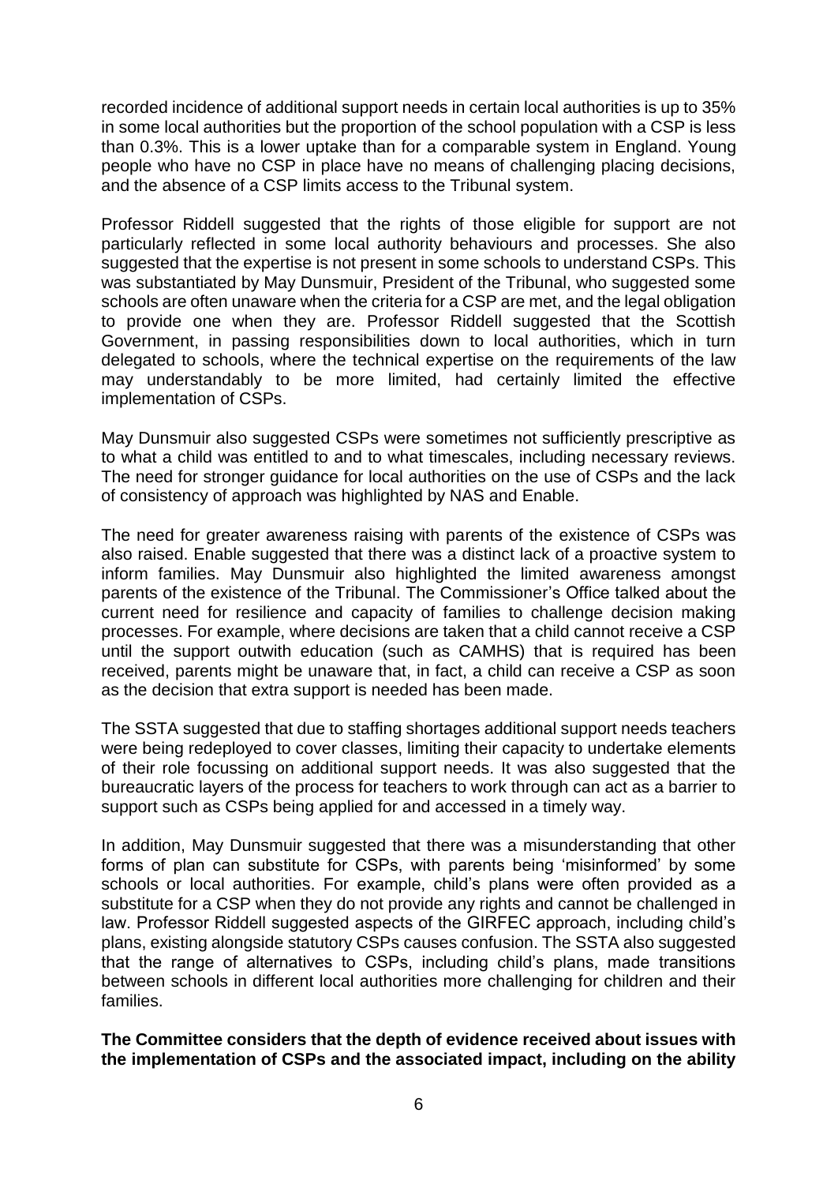recorded incidence of additional support needs in certain local authorities is up to 35% in some local authorities but the proportion of the school population with a CSP is less than 0.3%. This is a lower uptake than for a comparable system in England. Young people who have no CSP in place have no means of challenging placing decisions, and the absence of a CSP limits access to the Tribunal system.

Professor Riddell suggested that the rights of those eligible for support are not particularly reflected in some local authority behaviours and processes. She also suggested that the expertise is not present in some schools to understand CSPs. This was substantiated by May Dunsmuir, President of the Tribunal, who suggested some schools are often unaware when the criteria for a CSP are met, and the legal obligation to provide one when they are. Professor Riddell suggested that the Scottish Government, in passing responsibilities down to local authorities, which in turn delegated to schools, where the technical expertise on the requirements of the law may understandably to be more limited, had certainly limited the effective implementation of CSPs.

May Dunsmuir also suggested CSPs were sometimes not sufficiently prescriptive as to what a child was entitled to and to what timescales, including necessary reviews. The need for stronger guidance for local authorities on the use of CSPs and the lack of consistency of approach was highlighted by NAS and Enable.

The need for greater awareness raising with parents of the existence of CSPs was also raised. Enable suggested that there was a distinct lack of a proactive system to inform families. May Dunsmuir also highlighted the limited awareness amongst parents of the existence of the Tribunal. The Commissioner's Office talked about the current need for resilience and capacity of families to challenge decision making processes. For example, where decisions are taken that a child cannot receive a CSP until the support outwith education (such as CAMHS) that is required has been received, parents might be unaware that, in fact, a child can receive a CSP as soon as the decision that extra support is needed has been made.

The SSTA suggested that due to staffing shortages additional support needs teachers were being redeployed to cover classes, limiting their capacity to undertake elements of their role focussing on additional support needs. It was also suggested that the bureaucratic layers of the process for teachers to work through can act as a barrier to support such as CSPs being applied for and accessed in a timely way.

In addition, May Dunsmuir suggested that there was a misunderstanding that other forms of plan can substitute for CSPs, with parents being 'misinformed' by some schools or local authorities. For example, child's plans were often provided as a substitute for a CSP when they do not provide any rights and cannot be challenged in law. Professor Riddell suggested aspects of the GIRFEC approach, including child's plans, existing alongside statutory CSPs causes confusion. The SSTA also suggested that the range of alternatives to CSPs, including child's plans, made transitions between schools in different local authorities more challenging for children and their families.

**The Committee considers that the depth of evidence received about issues with the implementation of CSPs and the associated impact, including on the ability**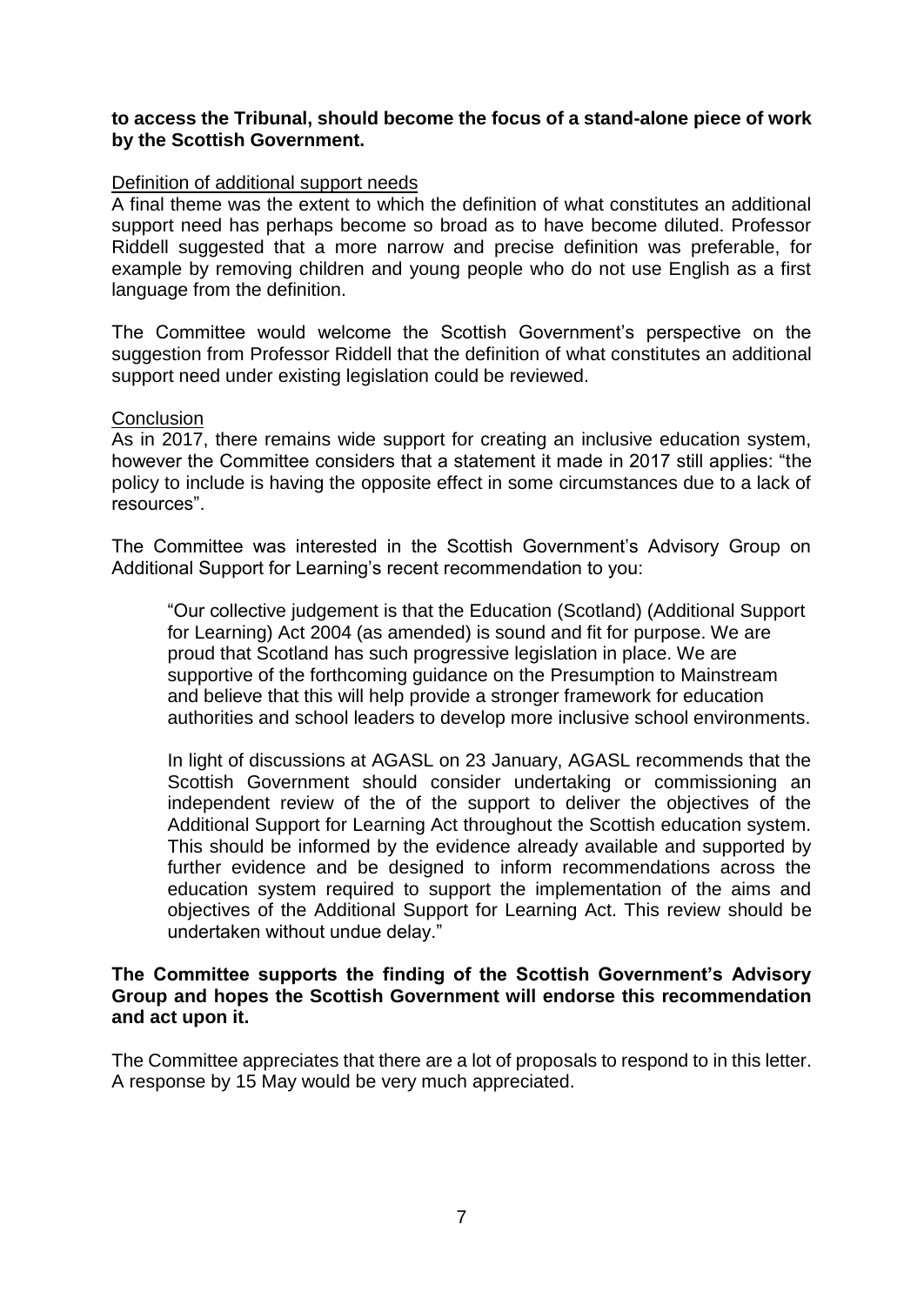**to access the Tribunal, should become the focus of a stand-alone piece of work by the Scottish Government.**

Definition of additional support needs

A final theme was the extent to which the definition of what constitutes an additional support need has perhaps become so broad as to have become diluted. Professor Riddell suggested that a more narrow and precise definition was preferable, for example by removing children and young people who do not use English as a first language from the definition.

The Committee would welcome the Scottish Government's perspective on the suggestion from Professor Riddell that the definition of what constitutes an additional support need under existing legislation could be reviewed.

Conclusion

As in 2017, there remains wide support for creating an inclusive education system, however the Committee considers that a statement it made in 2017 still applies: "the policy to include is having the opposite effect in some circumstances due to a lack of resources".

The Committee was interested in the Scottish Government's Advisory Group on Additional Support for Learning's recent recommendation to you:

> "Our collective judgement is that the Education (Scotland) (Additional Support for Learning) Act 2004 (as amended) is sound and fit for purpose. We are proud that Scotland has such progressive legislation in place. We are supportive of the forthcoming guidance on the Presumption to Mainstream and believe that this will help provide a stronger framework for education authorities and school leaders to develop more inclusive school environments.
>
> In light of discussions at AGASL on 23 January, AGASL recommends that the Scottish Government should consider undertaking or commissioning an independent review of the of the support to deliver the objectives of the Additional Support for Learning Act throughout the Scottish education system. This should be informed by the evidence already available and supported by further evidence and be designed to inform recommendations across the education system required to support the implementation of the aims and objectives of the Additional Support for Learning Act. This review should be undertaken without undue delay."

**The Committee supports the finding of the Scottish Government's Advisory Group and hopes the Scottish Government will endorse this recommendation and act upon it.**

The Committee appreciates that there are a lot of proposals to respond to in this letter. A response by 15 May would be very much appreciated.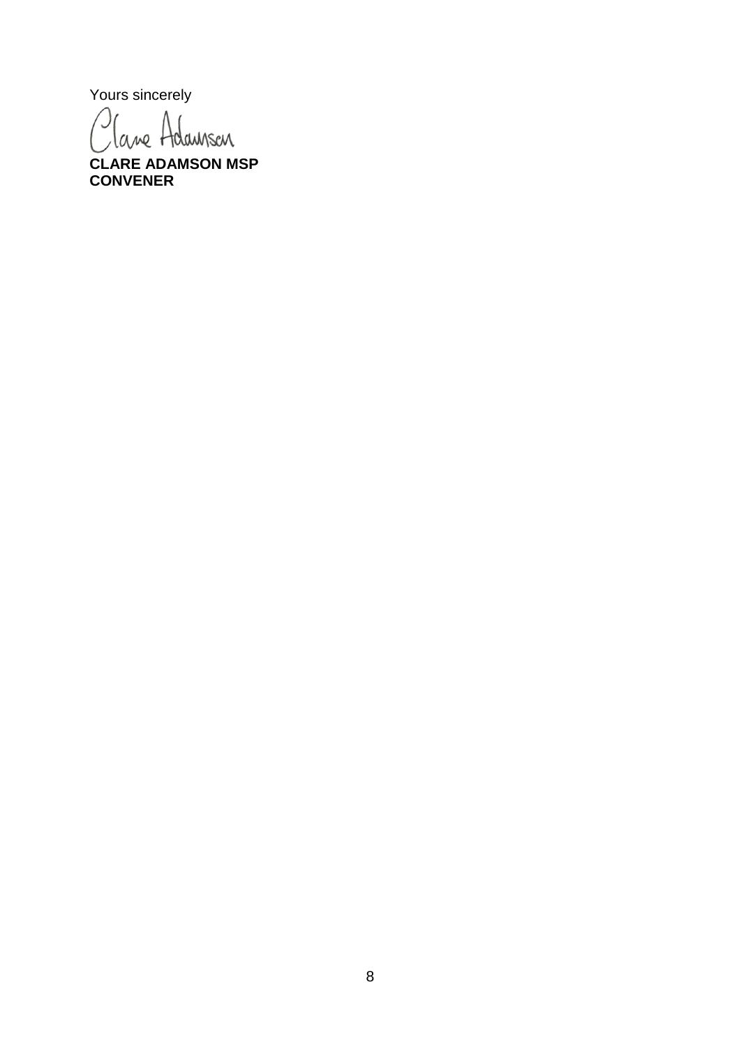Yours sincerely

Clare Adamson

**CLARE ADAMSON MSP**
**CONVENER**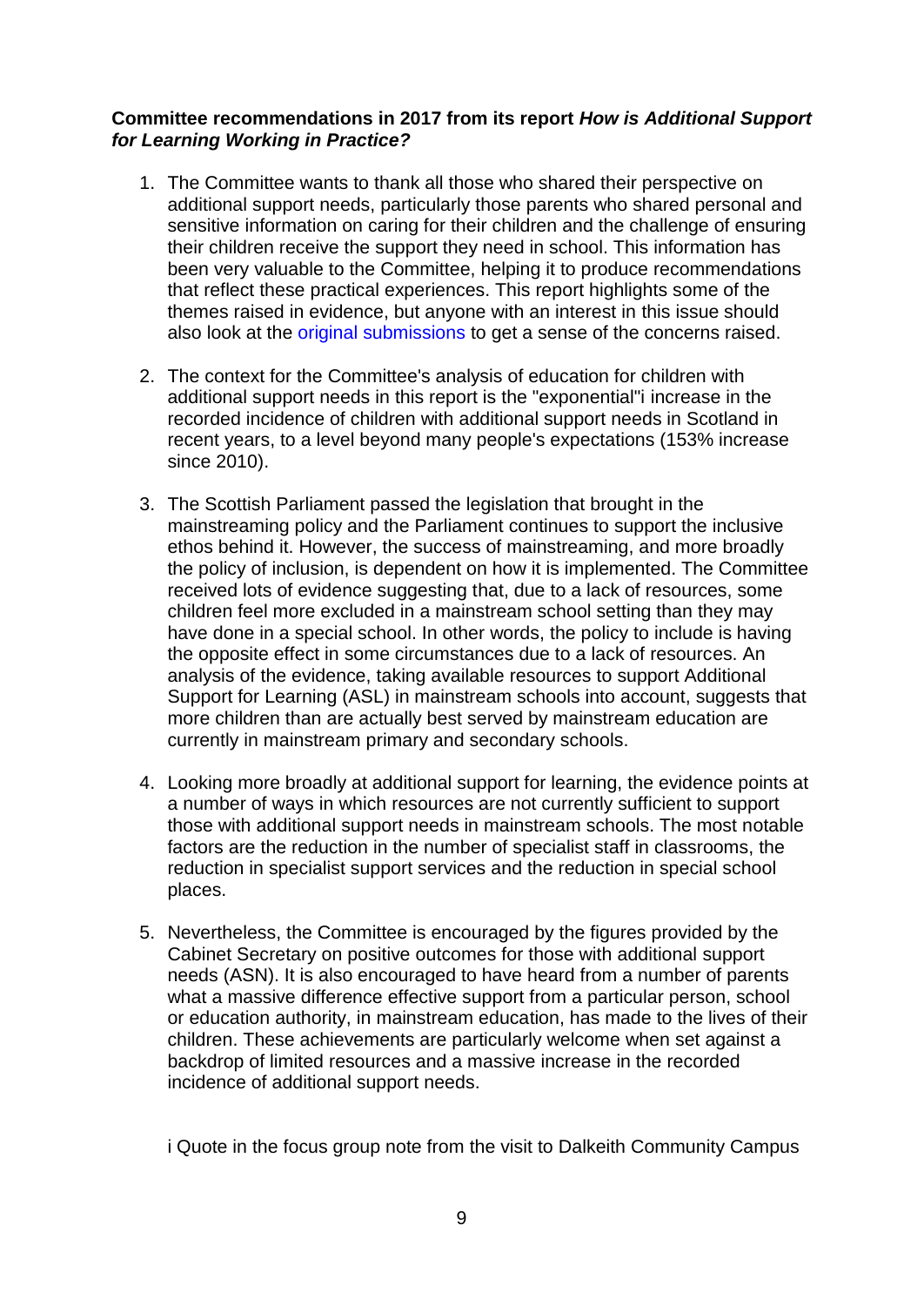**Committee recommendations in 2017 from its report *How is Additional Support for Learning Working in Practice?***

1. The Committee wants to thank all those who shared their perspective on additional support needs, particularly those parents who shared personal and sensitive information on caring for their children and the challenge of ensuring their children receive the support they need in school. This information has been very valuable to the Committee, helping it to produce recommendations that reflect these practical experiences. This report highlights some of the themes raised in evidence, but anyone with an interest in this issue should also look at the original submissions to get a sense of the concerns raised.

2. The context for the Committee's analysis of education for children with additional support needs in this report is the "exponential"[i] increase in the recorded incidence of children with additional support needs in Scotland in recent years, to a level beyond many people's expectations (153% increase since 2010).

3. The Scottish Parliament passed the legislation that brought in the mainstreaming policy and the Parliament continues to support the inclusive ethos behind it. However, the success of mainstreaming, and more broadly the policy of inclusion, is dependent on how it is implemented. The Committee received lots of evidence suggesting that, due to a lack of resources, some children feel more excluded in a mainstream school setting than they may have done in a special school. In other words, the policy to include is having the opposite effect in some circumstances due to a lack of resources. An analysis of the evidence, taking available resources to support Additional Support for Learning (ASL) in mainstream schools into account, suggests that more children than are actually best served by mainstream education are currently in mainstream primary and secondary schools.

4. Looking more broadly at additional support for learning, the evidence points at a number of ways in which resources are not currently sufficient to support those with additional support needs in mainstream schools. The most notable factors are the reduction in the number of specialist staff in classrooms, the reduction in specialist support services and the reduction in special school places.

5. Nevertheless, the Committee is encouraged by the figures provided by the Cabinet Secretary on positive outcomes for those with additional support needs (ASN). It is also encouraged to have heard from a number of parents what a massive difference effective support from a particular person, school or education authority, in mainstream education, has made to the lives of their children. These achievements are particularly welcome when set against a backdrop of limited resources and a massive increase in the recorded incidence of additional support needs.

i Quote in the focus group note from the visit to Dalkeith Community Campus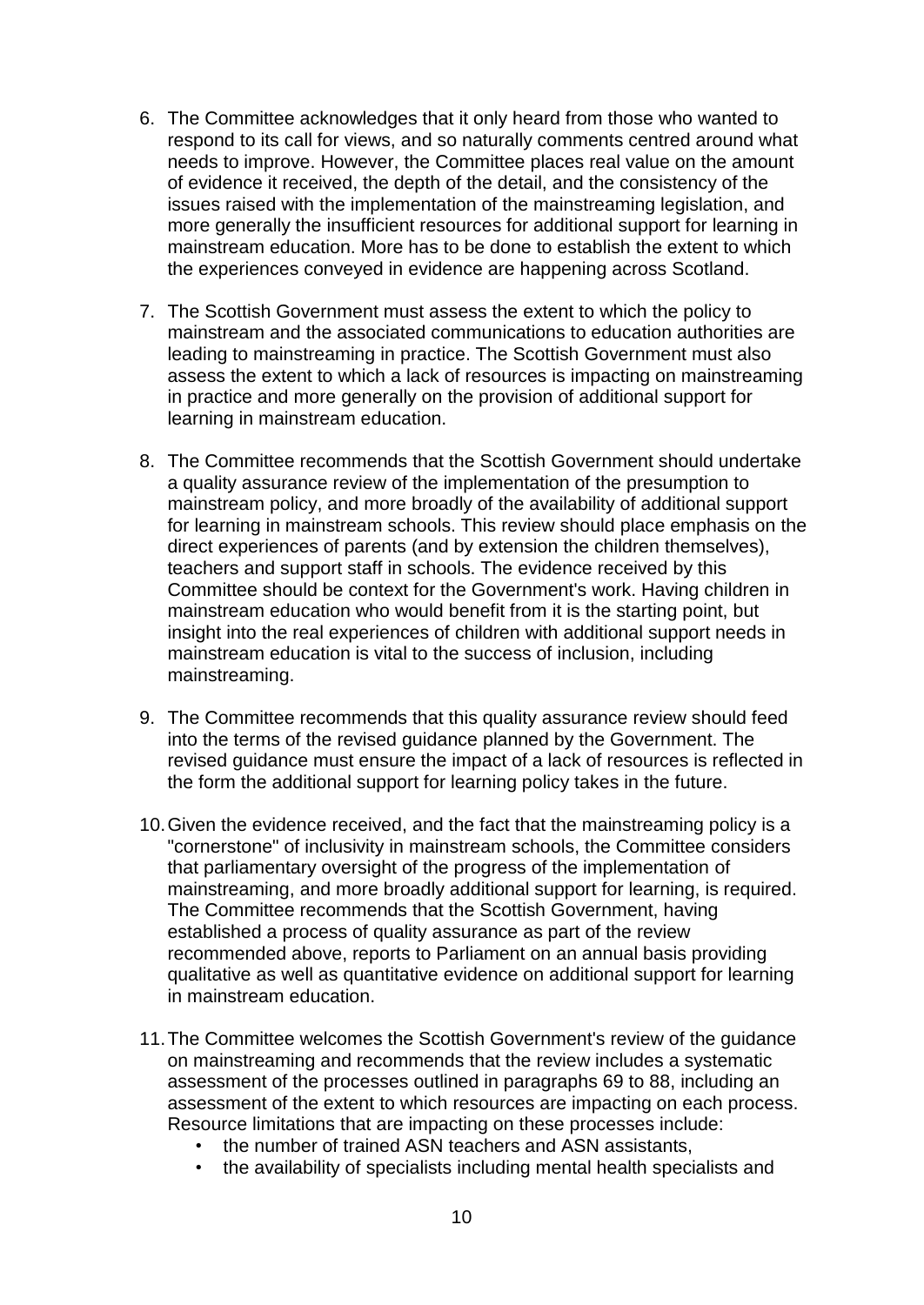6. The Committee acknowledges that it only heard from those who wanted to respond to its call for views, and so naturally comments centred around what needs to improve. However, the Committee places real value on the amount of evidence it received, the depth of the detail, and the consistency of the issues raised with the implementation of the mainstreaming legislation, and more generally the insufficient resources for additional support for learning in mainstream education. More has to be done to establish the extent to which the experiences conveyed in evidence are happening across Scotland.

7. The Scottish Government must assess the extent to which the policy to mainstream and the associated communications to education authorities are leading to mainstreaming in practice. The Scottish Government must also assess the extent to which a lack of resources is impacting on mainstreaming in practice and more generally on the provision of additional support for learning in mainstream education.

8. The Committee recommends that the Scottish Government should undertake a quality assurance review of the implementation of the presumption to mainstream policy, and more broadly of the availability of additional support for learning in mainstream schools. This review should place emphasis on the direct experiences of parents (and by extension the children themselves), teachers and support staff in schools. The evidence received by this Committee should be context for the Government's work. Having children in mainstream education who would benefit from it is the starting point, but insight into the real experiences of children with additional support needs in mainstream education is vital to the success of inclusion, including mainstreaming.

9. The Committee recommends that this quality assurance review should feed into the terms of the revised guidance planned by the Government. The revised guidance must ensure the impact of a lack of resources is reflected in the form the additional support for learning policy takes in the future.

10. Given the evidence received, and the fact that the mainstreaming policy is a "cornerstone" of inclusivity in mainstream schools, the Committee considers that parliamentary oversight of the progress of the implementation of mainstreaming, and more broadly additional support for learning, is required. The Committee recommends that the Scottish Government, having established a process of quality assurance as part of the review recommended above, reports to Parliament on an annual basis providing qualitative as well as quantitative evidence on additional support for learning in mainstream education.

11. The Committee welcomes the Scottish Government's review of the guidance on mainstreaming and recommends that the review includes a systematic assessment of the processes outlined in paragraphs 69 to 88, including an assessment of the extent to which resources are impacting on each process. Resource limitations that are impacting on these processes include:
    - the number of trained ASN teachers and ASN assistants,
    - the availability of specialists including mental health specialists and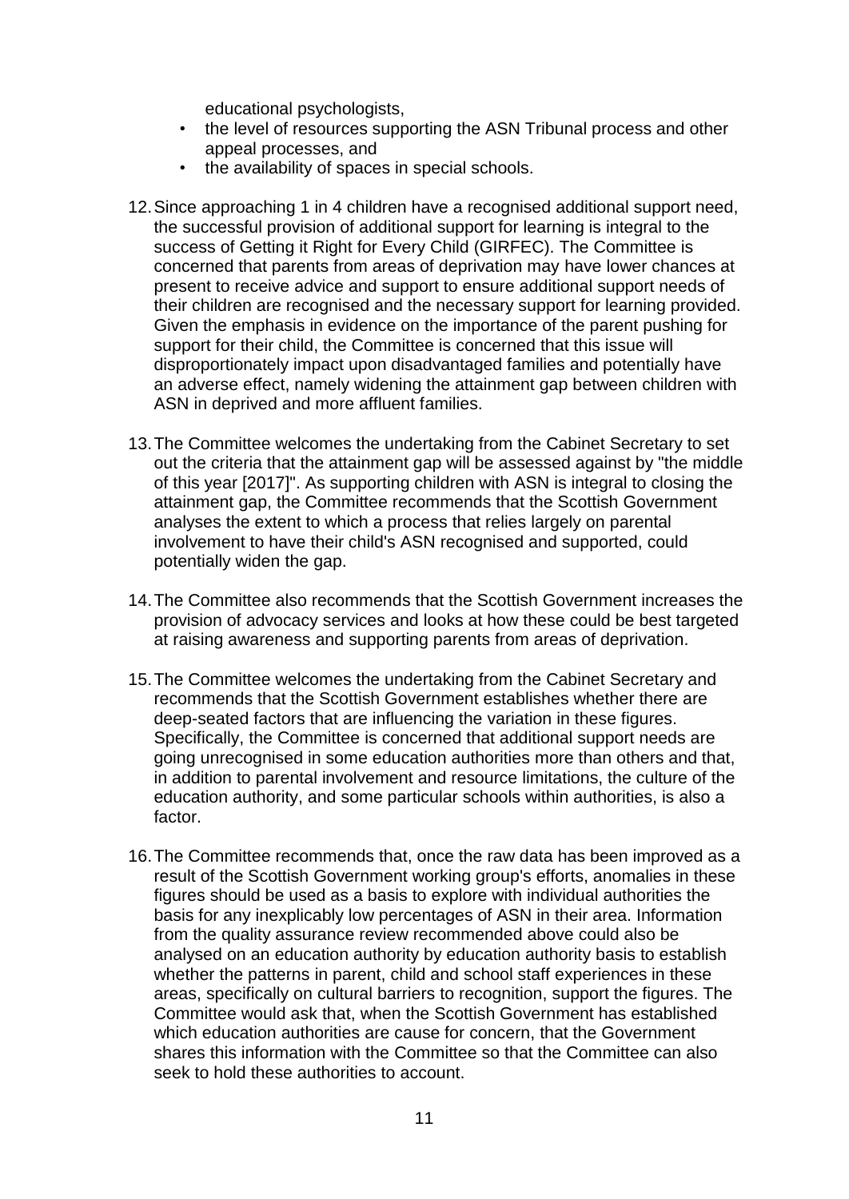educational psychologists,
- the level of resources supporting the ASN Tribunal process and other appeal processes, and
- the availability of spaces in special schools.

12. Since approaching 1 in 4 children have a recognised additional support need, the successful provision of additional support for learning is integral to the success of Getting it Right for Every Child (GIRFEC). The Committee is concerned that parents from areas of deprivation may have lower chances at present to receive advice and support to ensure additional support needs of their children are recognised and the necessary support for learning provided. Given the emphasis in evidence on the importance of the parent pushing for support for their child, the Committee is concerned that this issue will disproportionately impact upon disadvantaged families and potentially have an adverse effect, namely widening the attainment gap between children with ASN in deprived and more affluent families.

13. The Committee welcomes the undertaking from the Cabinet Secretary to set out the criteria that the attainment gap will be assessed against by "the middle of this year [2017]". As supporting children with ASN is integral to closing the attainment gap, the Committee recommends that the Scottish Government analyses the extent to which a process that relies largely on parental involvement to have their child's ASN recognised and supported, could potentially widen the gap.

14. The Committee also recommends that the Scottish Government increases the provision of advocacy services and looks at how these could be best targeted at raising awareness and supporting parents from areas of deprivation.

15. The Committee welcomes the undertaking from the Cabinet Secretary and recommends that the Scottish Government establishes whether there are deep-seated factors that are influencing the variation in these figures. Specifically, the Committee is concerned that additional support needs are going unrecognised in some education authorities more than others and that, in addition to parental involvement and resource limitations, the culture of the education authority, and some particular schools within authorities, is also a factor.

16. The Committee recommends that, once the raw data has been improved as a result of the Scottish Government working group's efforts, anomalies in these figures should be used as a basis to explore with individual authorities the basis for any inexplicably low percentages of ASN in their area. Information from the quality assurance review recommended above could also be analysed on an education authority by education authority basis to establish whether the patterns in parent, child and school staff experiences in these areas, specifically on cultural barriers to recognition, support the figures. The Committee would ask that, when the Scottish Government has established which education authorities are cause for concern, that the Government shares this information with the Committee so that the Committee can also seek to hold these authorities to account.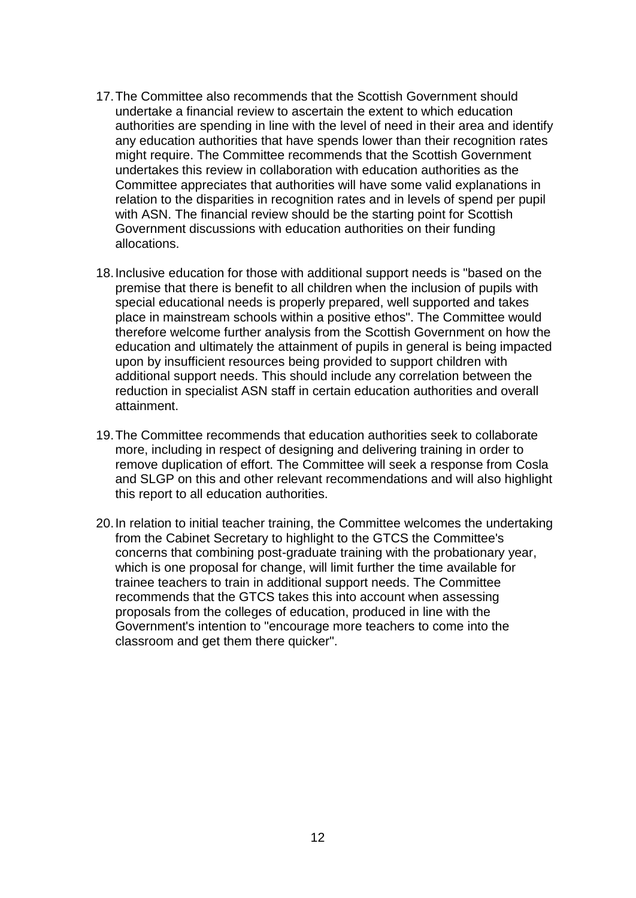17. The Committee also recommends that the Scottish Government should undertake a financial review to ascertain the extent to which education authorities are spending in line with the level of need in their area and identify any education authorities that have spends lower than their recognition rates might require. The Committee recommends that the Scottish Government undertakes this review in collaboration with education authorities as the Committee appreciates that authorities will have some valid explanations in relation to the disparities in recognition rates and in levels of spend per pupil with ASN. The financial review should be the starting point for Scottish Government discussions with education authorities on their funding allocations.

18. Inclusive education for those with additional support needs is "based on the premise that there is benefit to all children when the inclusion of pupils with special educational needs is properly prepared, well supported and takes place in mainstream schools within a positive ethos". The Committee would therefore welcome further analysis from the Scottish Government on how the education and ultimately the attainment of pupils in general is being impacted upon by insufficient resources being provided to support children with additional support needs. This should include any correlation between the reduction in specialist ASN staff in certain education authorities and overall attainment.

19. The Committee recommends that education authorities seek to collaborate more, including in respect of designing and delivering training in order to remove duplication of effort. The Committee will seek a response from Cosla and SLGP on this and other relevant recommendations and will also highlight this report to all education authorities.

20. In relation to initial teacher training, the Committee welcomes the undertaking from the Cabinet Secretary to highlight to the GTCS the Committee's concerns that combining post-graduate training with the probationary year, which is one proposal for change, will limit further the time available for trainee teachers to train in additional support needs. The Committee recommends that the GTCS takes this into account when assessing proposals from the colleges of education, produced in line with the Government's intention to "encourage more teachers to come into the classroom and get them there quicker".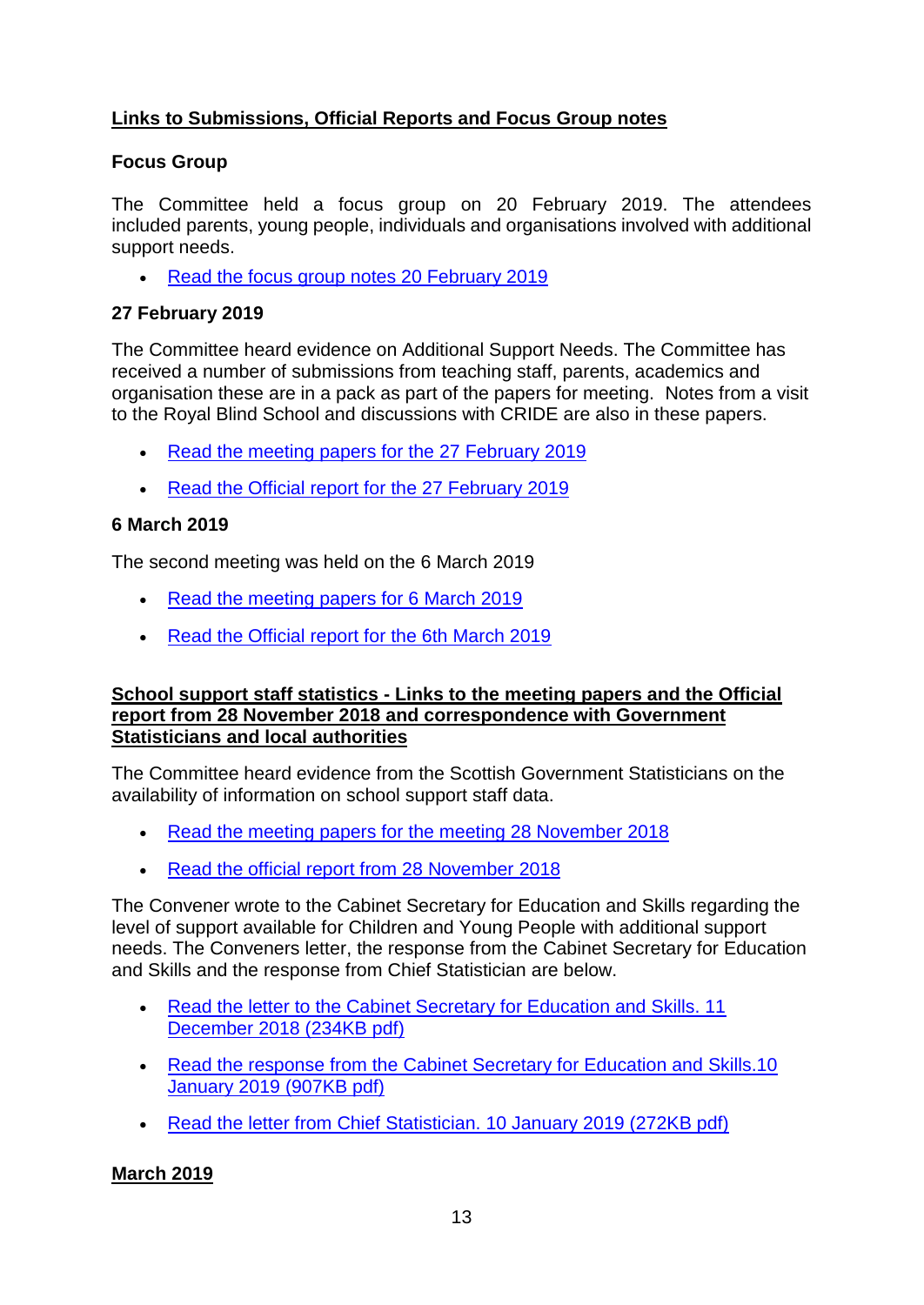## Links to Submissions, Official Reports and Focus Group notes

### Focus Group

The Committee held a focus group on 20 February 2019. The attendees included parents, young people, individuals and organisations involved with additional support needs.

- Read the focus group notes 20 February 2019

### 27 February 2019

The Committee heard evidence on Additional Support Needs. The Committee has received a number of submissions from teaching staff, parents, academics and organisation these are in a pack as part of the papers for meeting. Notes from a visit to the Royal Blind School and discussions with CRIDE are also in these papers.

- Read the meeting papers for the 27 February 2019
- Read the Official report for the 27 February 2019

### 6 March 2019

The second meeting was held on the 6 March 2019

- Read the meeting papers for 6 March 2019
- Read the Official report for the 6th March 2019

## School support staff statistics - Links to the meeting papers and the Official report from 28 November 2018 and correspondence with Government Statisticians and local authorities

The Committee heard evidence from the Scottish Government Statisticians on the availability of information on school support staff data.

- Read the meeting papers for the meeting 28 November 2018
- Read the official report from 28 November 2018

The Convener wrote to the Cabinet Secretary for Education and Skills regarding the level of support available for Children and Young People with additional support needs. The Conveners letter, the response from the Cabinet Secretary for Education and Skills and the response from Chief Statistician are below.

- Read the letter to the Cabinet Secretary for Education and Skills. 11 December 2018 (234KB pdf)
- Read the response from the Cabinet Secretary for Education and Skills.10 January 2019 (907KB pdf)
- Read the letter from Chief Statistician. 10 January 2019 (272KB pdf)

## March 2019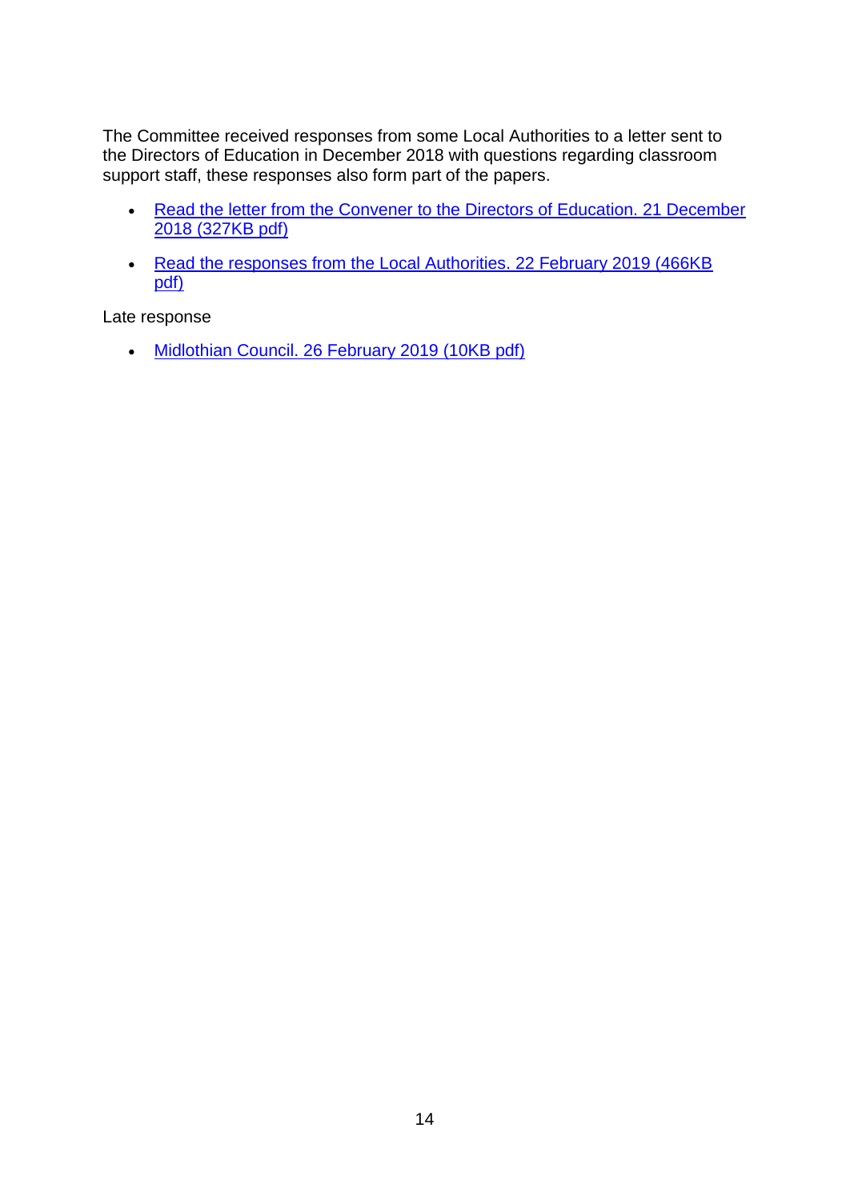The Committee received responses from some Local Authorities to a letter sent to the Directors of Education in December 2018 with questions regarding classroom support staff, these responses also form part of the papers.

- Read the letter from the Convener to the Directors of Education. 21 December 2018 (327KB pdf)
- Read the responses from the Local Authorities. 22 February 2019 (466KB pdf)

Late response

- Midlothian Council. 26 February 2019 (10KB pdf)